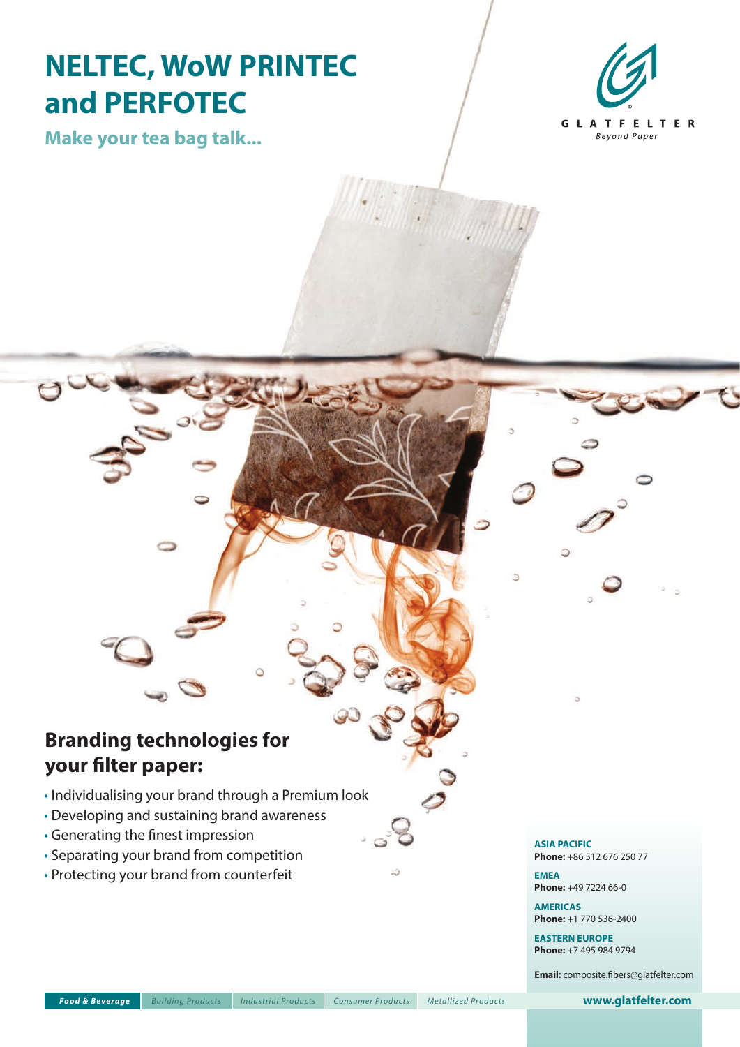# NELTEC, WoW PRINTEC and PERFOTEC

**Make your tea bag talk...**

GLATFELTER
*Beyond Paper*

## Branding technologies for your filter paper:

- Individualising your brand through a Premium look
- Developing and sustaining brand awareness
- Generating the finest impression
- Separating your brand from competition
- Protecting your brand from counterfeit

**ASIA PACIFIC**
**Phone:** +86 512 676 250 77

**EMEA**
**Phone:** +49 7224 66-0

**AMERICAS**
**Phone:** +1 770 536-2400

**EASTERN EUROPE**
**Phone:** +7 495 984 9794

**Email:** composite.fibers@glatfelter.com

***Food & Beverage*** | *Building Products* | *Industrial Products* | *Consumer Products* | *Metallized Products*

**www.glatfelter.com**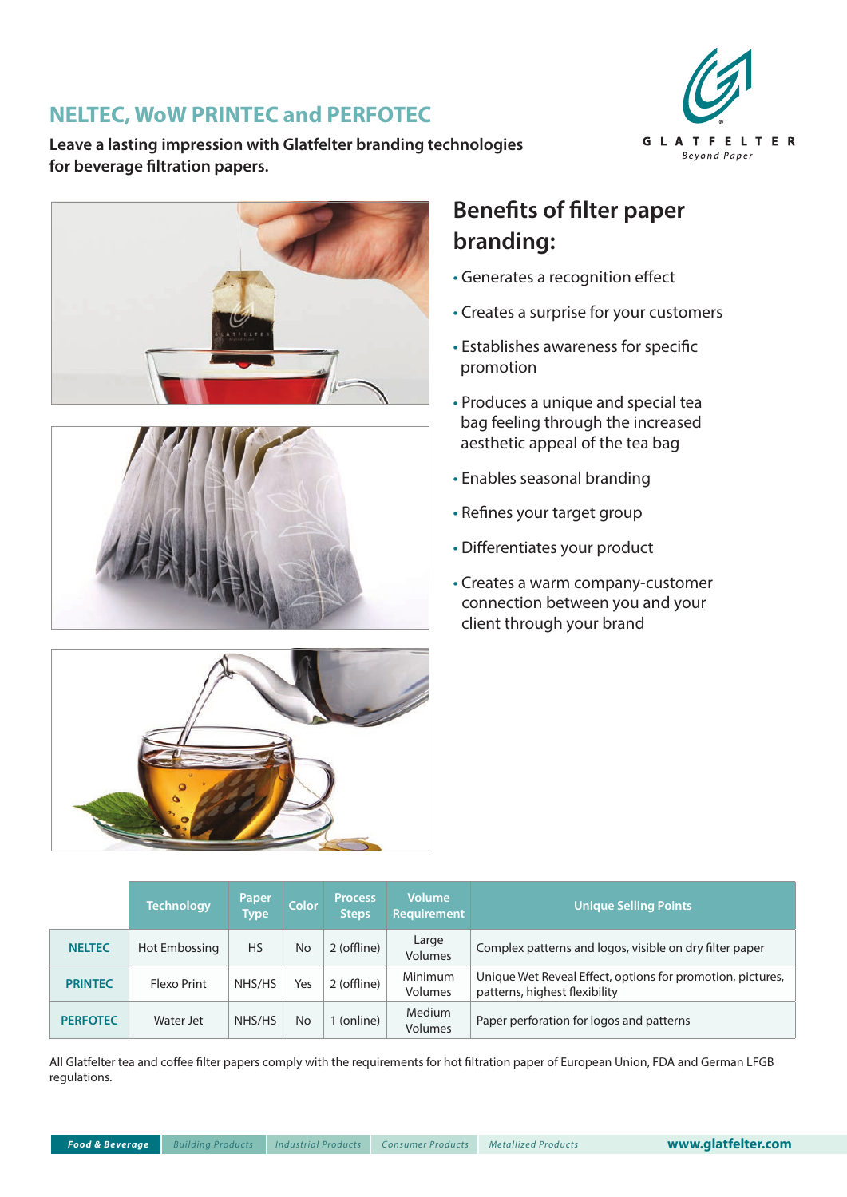# NELTEC, WoW PRINTEC and PERFOTEC

**Leave a lasting impression with Glatfelter branding technologies for beverage filtration papers.**

## Benefits of filter paper branding:

- Generates a recognition effect
- Creates a surprise for your customers
- Establishes awareness for specific promotion
- Produces a unique and special tea bag feeling through the increased aesthetic appeal of the tea bag
- Enables seasonal branding
- Refines your target group
- Differentiates your product
- Creates a warm company-customer connection between you and your client through your brand

| | Technology | Paper Type | Color | Process Steps | Volume Requirement | Unique Selling Points |
|---|---|---|---|---|---|---|
| **NELTEC** | Hot Embossing | HS | No | 2 (offline) | Large Volumes | Complex patterns and logos, visible on dry filter paper |
| **PRINTEC** | Flexo Print | NHS/HS | Yes | 2 (offline) | Minimum Volumes | Unique Wet Reveal Effect, options for promotion, pictures, patterns, highest flexibility |
| **PERFOTEC** | Water Jet | NHS/HS | No | 1 (online) | Medium Volumes | Paper perforation for logos and patterns |

All Glatfelter tea and coffee filter papers comply with the requirements for hot filtration paper of European Union, FDA and German LFGB regulations.

Food & Beverage | Building Products | Industrial Products | Consumer Products | Metallized Products

www.glatfelter.com